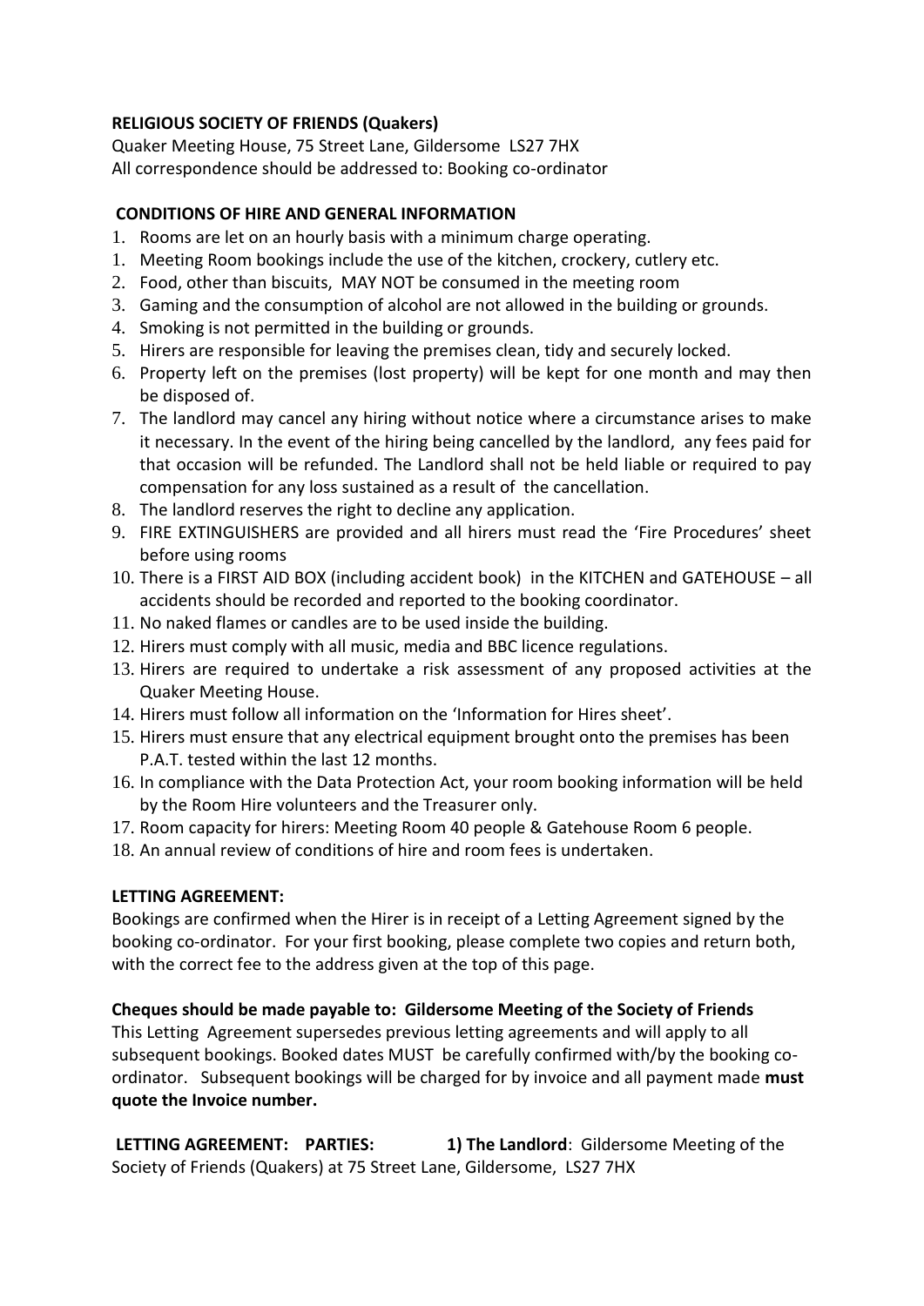**RELIGIOUS SOCIETY OF FRIENDS (Quakers)**

Quaker Meeting House, 75 Street Lane, Gildersome LS27 7HX

All correspondence should be addressed to: Booking co-ordinator

**CONDITIONS OF HIRE AND GENERAL INFORMATION**

1. Rooms are let on an hourly basis with a minimum charge operating.
1. Meeting Room bookings include the use of the kitchen, crockery, cutlery etc.
2. Food, other than biscuits, MAY NOT be consumed in the meeting room
3. Gaming and the consumption of alcohol are not allowed in the building or grounds.
4. Smoking is not permitted in the building or grounds.
5. Hirers are responsible for leaving the premises clean, tidy and securely locked.
6. Property left on the premises (lost property) will be kept for one month and may then be disposed of.
7. The landlord may cancel any hiring without notice where a circumstance arises to make it necessary. In the event of the hiring being cancelled by the landlord, any fees paid for that occasion will be refunded. The Landlord shall not be held liable or required to pay compensation for any loss sustained as a result of the cancellation.
8. The landlord reserves the right to decline any application.
9. FIRE EXTINGUISHERS are provided and all hirers must read the 'Fire Procedures' sheet before using rooms
10. There is a FIRST AID BOX (including accident book) in the KITCHEN and GATEHOUSE – all accidents should be recorded and reported to the booking coordinator.
11. No naked flames or candles are to be used inside the building.
12. Hirers must comply with all music, media and BBC licence regulations.
13. Hirers are required to undertake a risk assessment of any proposed activities at the Quaker Meeting House.
14. Hirers must follow all information on the 'Information for Hires sheet'.
15. Hirers must ensure that any electrical equipment brought onto the premises has been P.A.T. tested within the last 12 months.
16. In compliance with the Data Protection Act, your room booking information will be held by the Room Hire volunteers and the Treasurer only.
17. Room capacity for hirers: Meeting Room 40 people & Gatehouse Room 6 people.
18. An annual review of conditions of hire and room fees is undertaken.

**LETTING AGREEMENT:**

Bookings are confirmed when the Hirer is in receipt of a Letting Agreement signed by the booking co-ordinator. For your first booking, please complete two copies and return both, with the correct fee to the address given at the top of this page.

**Cheques should be made payable to: Gildersome Meeting of the Society of Friends**

This Letting Agreement supersedes previous letting agreements and will apply to all subsequent bookings. Booked dates MUST be carefully confirmed with/by the booking co-ordinator. Subsequent bookings will be charged for by invoice and all payment made **must quote the Invoice number.**

**LETTING AGREEMENT: PARTIES:** **1) The Landlord**: Gildersome Meeting of the Society of Friends (Quakers) at 75 Street Lane, Gildersome, LS27 7HX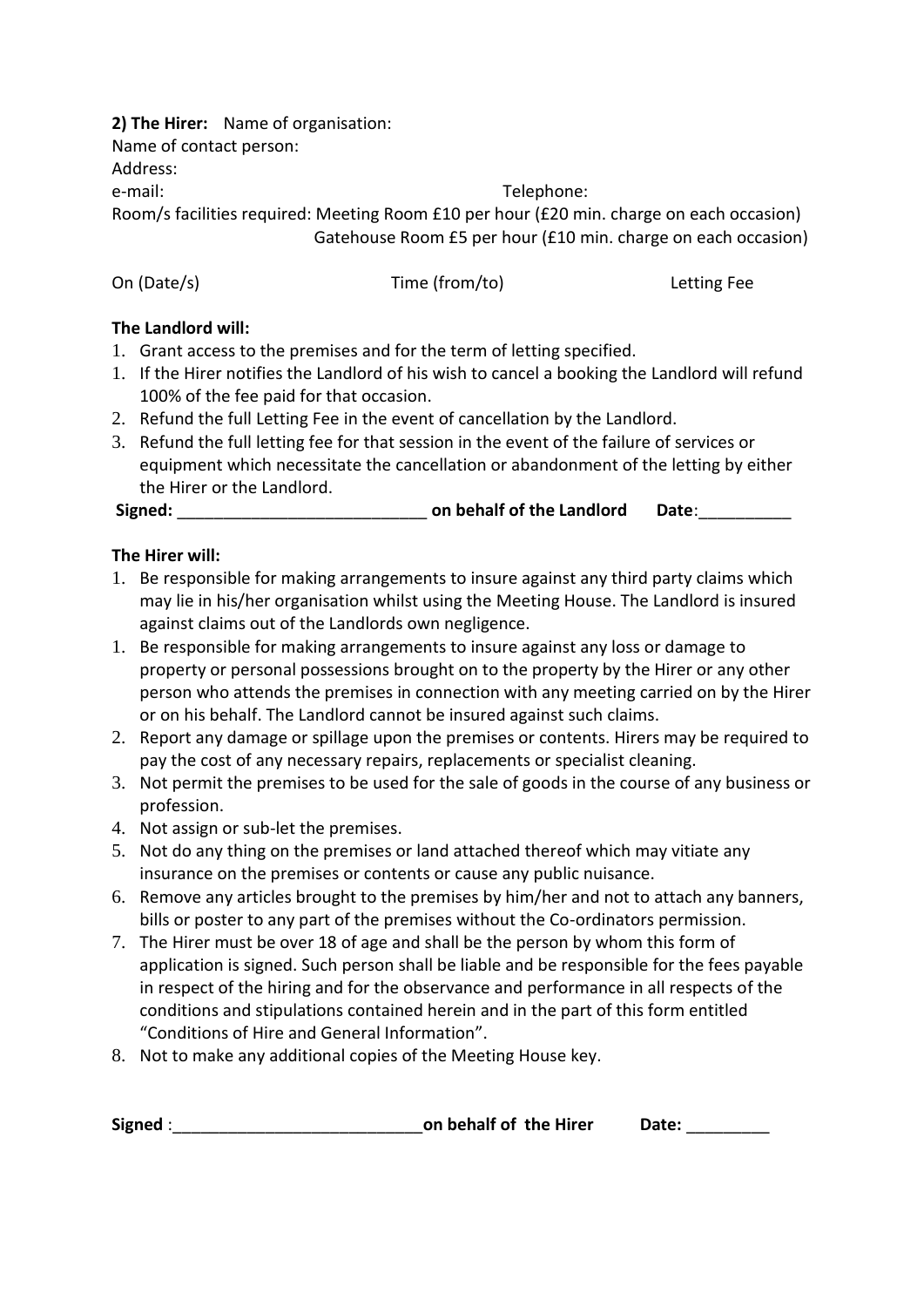**2) The Hirer:** Name of organisation:

Name of contact person:

Address:

e-mail: Telephone:

Room/s facilities required: Meeting Room £10 per hour (£20 min. charge on each occasion)
Gatehouse Room £5 per hour (£10 min. charge on each occasion)

On (Date/s) Time (from/to) Letting Fee

**The Landlord will:**

1. Grant access to the premises and for the term of letting specified.
1. If the Hirer notifies the Landlord of his wish to cancel a booking the Landlord will refund 100% of the fee paid for that occasion.
2. Refund the full Letting Fee in the event of cancellation by the Landlord.
3. Refund the full letting fee for that session in the event of the failure of services or equipment which necessitate the cancellation or abandonment of the letting by either the Hirer or the Landlord.

**Signed:** ___________________________ **on behalf of the Landlord** **Date**:__________

**The Hirer will:**

1. Be responsible for making arrangements to insure against any third party claims which may lie in his/her organisation whilst using the Meeting House. The Landlord is insured against claims out of the Landlords own negligence.
1. Be responsible for making arrangements to insure against any loss or damage to property or personal possessions brought on to the property by the Hirer or any other person who attends the premises in connection with any meeting carried on by the Hirer or on his behalf. The Landlord cannot be insured against such claims.
2. Report any damage or spillage upon the premises or contents. Hirers may be required to pay the cost of any necessary repairs, replacements or specialist cleaning.
3. Not permit the premises to be used for the sale of goods in the course of any business or profession.
4. Not assign or sub-let the premises.
5. Not do any thing on the premises or land attached thereof which may vitiate any insurance on the premises or contents or cause any public nuisance.
6. Remove any articles brought to the premises by him/her and not to attach any banners, bills or poster to any part of the premises without the Co-ordinators permission.
7. The Hirer must be over 18 of age and shall be the person by whom this form of application is signed. Such person shall be liable and be responsible for the fees payable in respect of the hiring and for the observance and performance in all respects of the conditions and stipulations contained herein and in the part of this form entitled "Conditions of Hire and General Information".
8. Not to make any additional copies of the Meeting House key.

**Signed** :___________________________**on behalf of the Hirer** **Date:** _________